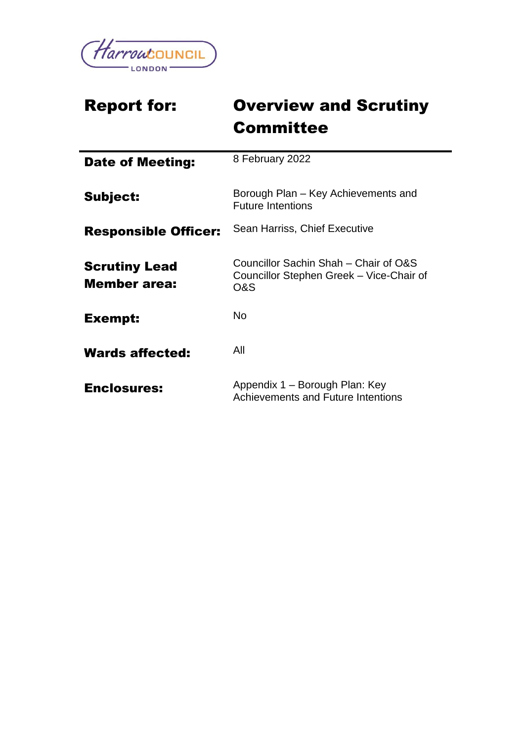Harrow COUNCIL LONDON

| **Report for:** | **Overview and Scrutiny Committee** |
| --- | --- |
| **Date of Meeting:** | 8 February 2022 |
| **Subject:** | Borough Plan – Key Achievements and Future Intentions |
| **Responsible Officer:** | Sean Harriss, Chief Executive |
| **Scrutiny Lead Member area:** | Councillor Sachin Shah – Chair of O&S<br>Councillor Stephen Greek – Vice-Chair of O&S |
| **Exempt:** | No |
| **Wards affected:** | All |
| **Enclosures:** | Appendix 1 – Borough Plan: Key Achievements and Future Intentions |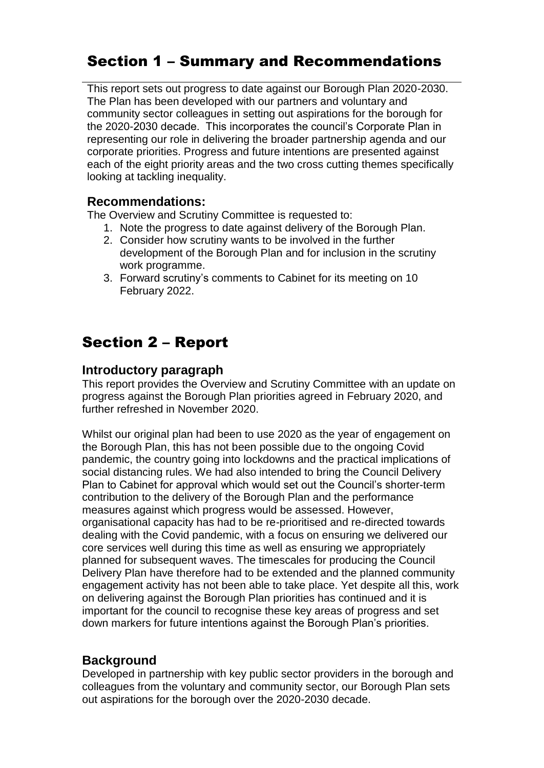# Section 1 – Summary and Recommendations

This report sets out progress to date against our Borough Plan 2020-2030. The Plan has been developed with our partners and voluntary and community sector colleagues in setting out aspirations for the borough for the 2020-2030 decade. This incorporates the council's Corporate Plan in representing our role in delivering the broader partnership agenda and our corporate priorities. Progress and future intentions are presented against each of the eight priority areas and the two cross cutting themes specifically looking at tackling inequality.

### Recommendations:

The Overview and Scrutiny Committee is requested to:

1. Note the progress to date against delivery of the Borough Plan.
2. Consider how scrutiny wants to be involved in the further development of the Borough Plan and for inclusion in the scrutiny work programme.
3. Forward scrutiny's comments to Cabinet for its meeting on 10 February 2022.

# Section 2 – Report

### Introductory paragraph

This report provides the Overview and Scrutiny Committee with an update on progress against the Borough Plan priorities agreed in February 2020, and further refreshed in November 2020.

Whilst our original plan had been to use 2020 as the year of engagement on the Borough Plan, this has not been possible due to the ongoing Covid pandemic, the country going into lockdowns and the practical implications of social distancing rules. We had also intended to bring the Council Delivery Plan to Cabinet for approval which would set out the Council's shorter-term contribution to the delivery of the Borough Plan and the performance measures against which progress would be assessed. However, organisational capacity has had to be re-prioritised and re-directed towards dealing with the Covid pandemic, with a focus on ensuring we delivered our core services well during this time as well as ensuring we appropriately planned for subsequent waves. The timescales for producing the Council Delivery Plan have therefore had to be extended and the planned community engagement activity has not been able to take place. Yet despite all this, work on delivering against the Borough Plan priorities has continued and it is important for the council to recognise these key areas of progress and set down markers for future intentions against the Borough Plan's priorities.

### Background

Developed in partnership with key public sector providers in the borough and colleagues from the voluntary and community sector, our Borough Plan sets out aspirations for the borough over the 2020-2030 decade.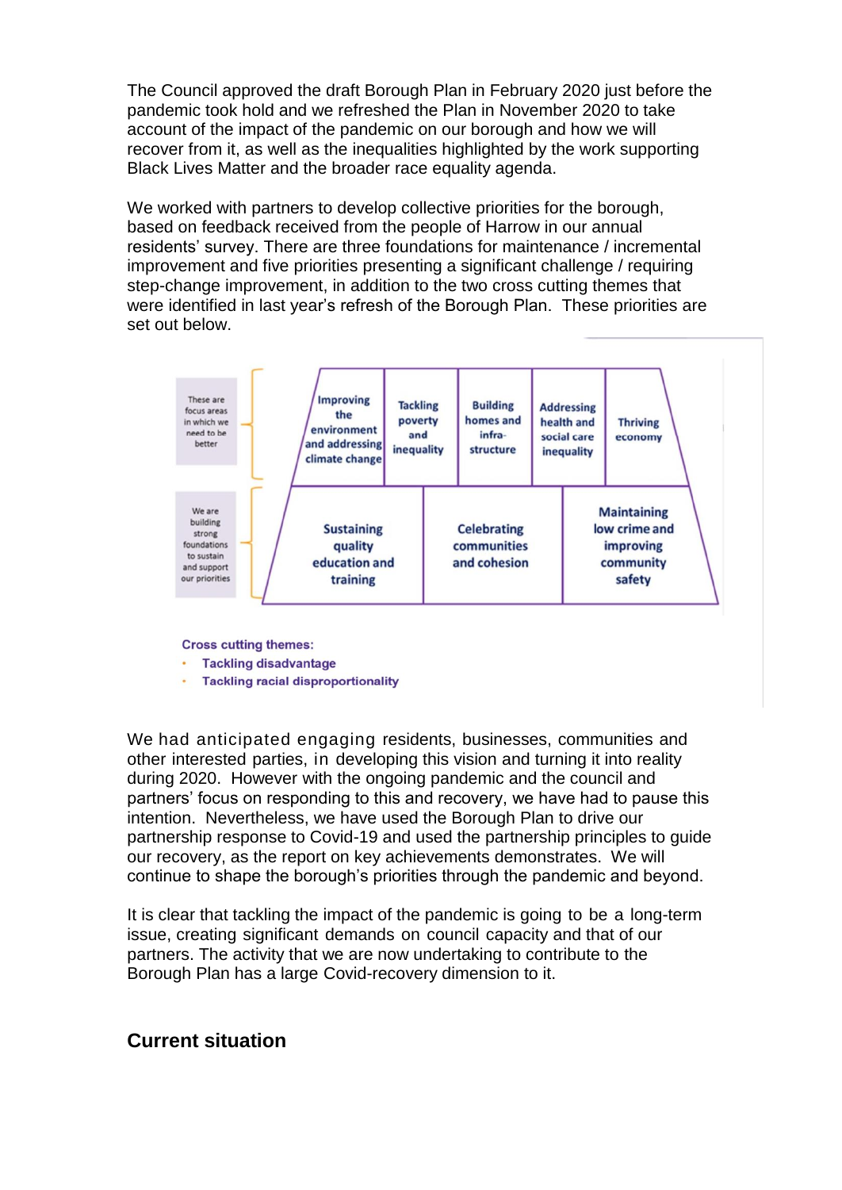The Council approved the draft Borough Plan in February 2020 just before the pandemic took hold and we refreshed the Plan in November 2020 to take account of the impact of the pandemic on our borough and how we will recover from it, as well as the inequalities highlighted by the work supporting Black Lives Matter and the broader race equality agenda.

We worked with partners to develop collective priorities for the borough, based on feedback received from the people of Harrow in our annual residents' survey. There are three foundations for maintenance / incremental improvement and five priorities presenting a significant challenge / requiring step-change improvement, in addition to the two cross cutting themes that were identified in last year's refresh of the Borough Plan. These priorities are set out below.

| These are focus areas in which we need to be better | Improving the environment and addressing climate change | Tackling poverty and inequality | Building homes and infra-structure | Addressing health and social care inequality | Thriving economy |
|---|---|---|---|---|---|
| We are building strong foundations to sustain and support our priorities | Sustaining quality education and training | Celebrating communities and cohesion | Maintaining low crime and improving community safety | | |

**Cross cutting themes:**

- **Tackling disadvantage**
- **Tackling racial disproportionality**

We had anticipated engaging residents, businesses, communities and other interested parties, in developing this vision and turning it into reality during 2020. However with the ongoing pandemic and the council and partners' focus on responding to this and recovery, we have had to pause this intention. Nevertheless, we have used the Borough Plan to drive our partnership response to Covid-19 and used the partnership principles to guide our recovery, as the report on key achievements demonstrates. We will continue to shape the borough's priorities through the pandemic and beyond.

It is clear that tackling the impact of the pandemic is going to be a long-term issue, creating significant demands on council capacity and that of our partners. The activity that we are now undertaking to contribute to the Borough Plan has a large Covid-recovery dimension to it.

## Current situation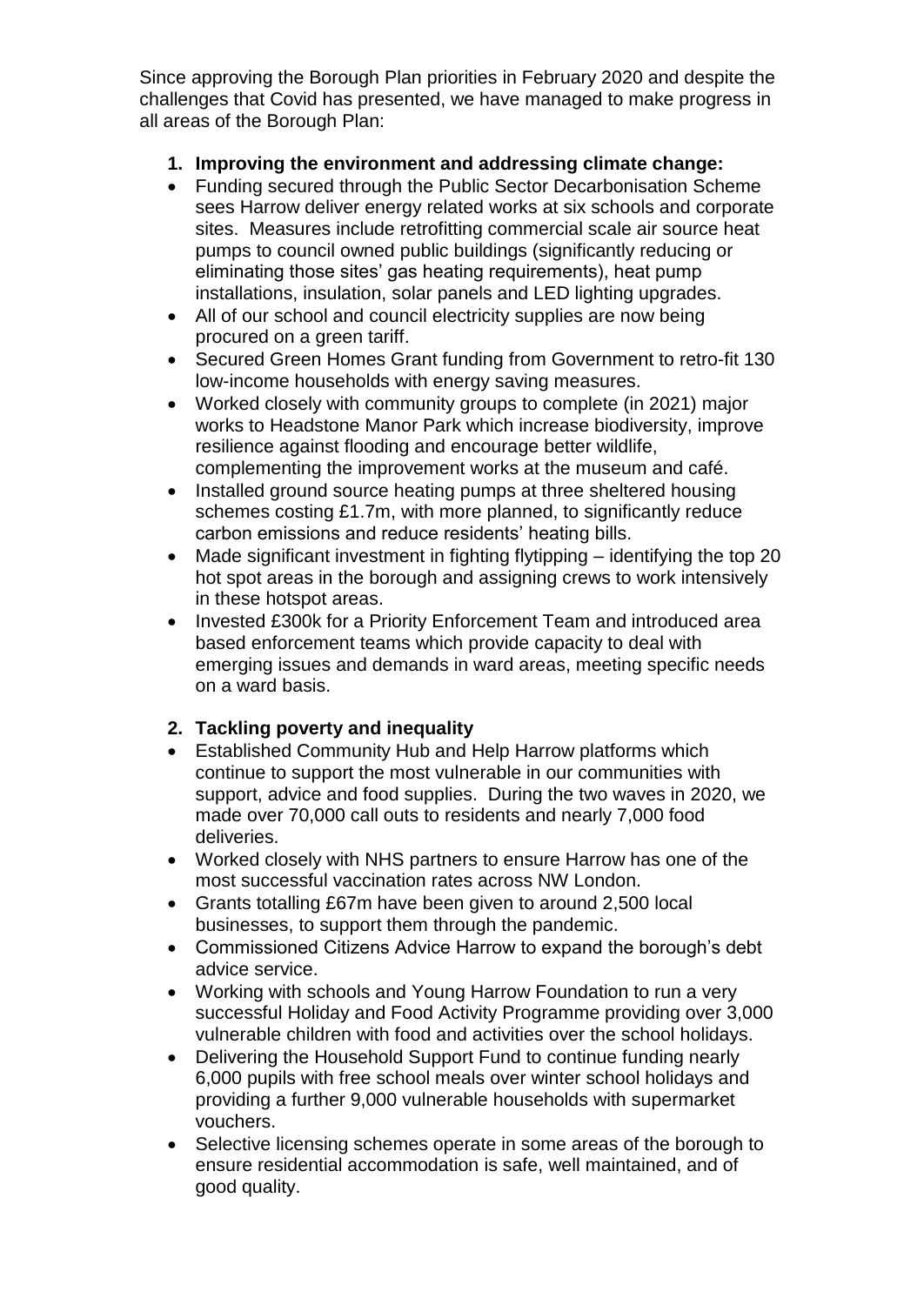Since approving the Borough Plan priorities in February 2020 and despite the challenges that Covid has presented, we have managed to make progress in all areas of the Borough Plan:

1. **Improving the environment and addressing climate change:**

- Funding secured through the Public Sector Decarbonisation Scheme sees Harrow deliver energy related works at six schools and corporate sites. Measures include retrofitting commercial scale air source heat pumps to council owned public buildings (significantly reducing or eliminating those sites' gas heating requirements), heat pump installations, insulation, solar panels and LED lighting upgrades.
- All of our school and council electricity supplies are now being procured on a green tariff.
- Secured Green Homes Grant funding from Government to retro-fit 130 low-income households with energy saving measures.
- Worked closely with community groups to complete (in 2021) major works to Headstone Manor Park which increase biodiversity, improve resilience against flooding and encourage better wildlife, complementing the improvement works at the museum and café.
- Installed ground source heating pumps at three sheltered housing schemes costing £1.7m, with more planned, to significantly reduce carbon emissions and reduce residents' heating bills.
- Made significant investment in fighting flytipping – identifying the top 20 hot spot areas in the borough and assigning crews to work intensively in these hotspot areas.
- Invested £300k for a Priority Enforcement Team and introduced area based enforcement teams which provide capacity to deal with emerging issues and demands in ward areas, meeting specific needs on a ward basis.

2. **Tackling poverty and inequality**

- Established Community Hub and Help Harrow platforms which continue to support the most vulnerable in our communities with support, advice and food supplies. During the two waves in 2020, we made over 70,000 call outs to residents and nearly 7,000 food deliveries.
- Worked closely with NHS partners to ensure Harrow has one of the most successful vaccination rates across NW London.
- Grants totalling £67m have been given to around 2,500 local businesses, to support them through the pandemic.
- Commissioned Citizens Advice Harrow to expand the borough's debt advice service.
- Working with schools and Young Harrow Foundation to run a very successful Holiday and Food Activity Programme providing over 3,000 vulnerable children with food and activities over the school holidays.
- Delivering the Household Support Fund to continue funding nearly 6,000 pupils with free school meals over winter school holidays and providing a further 9,000 vulnerable households with supermarket vouchers.
- Selective licensing schemes operate in some areas of the borough to ensure residential accommodation is safe, well maintained, and of good quality.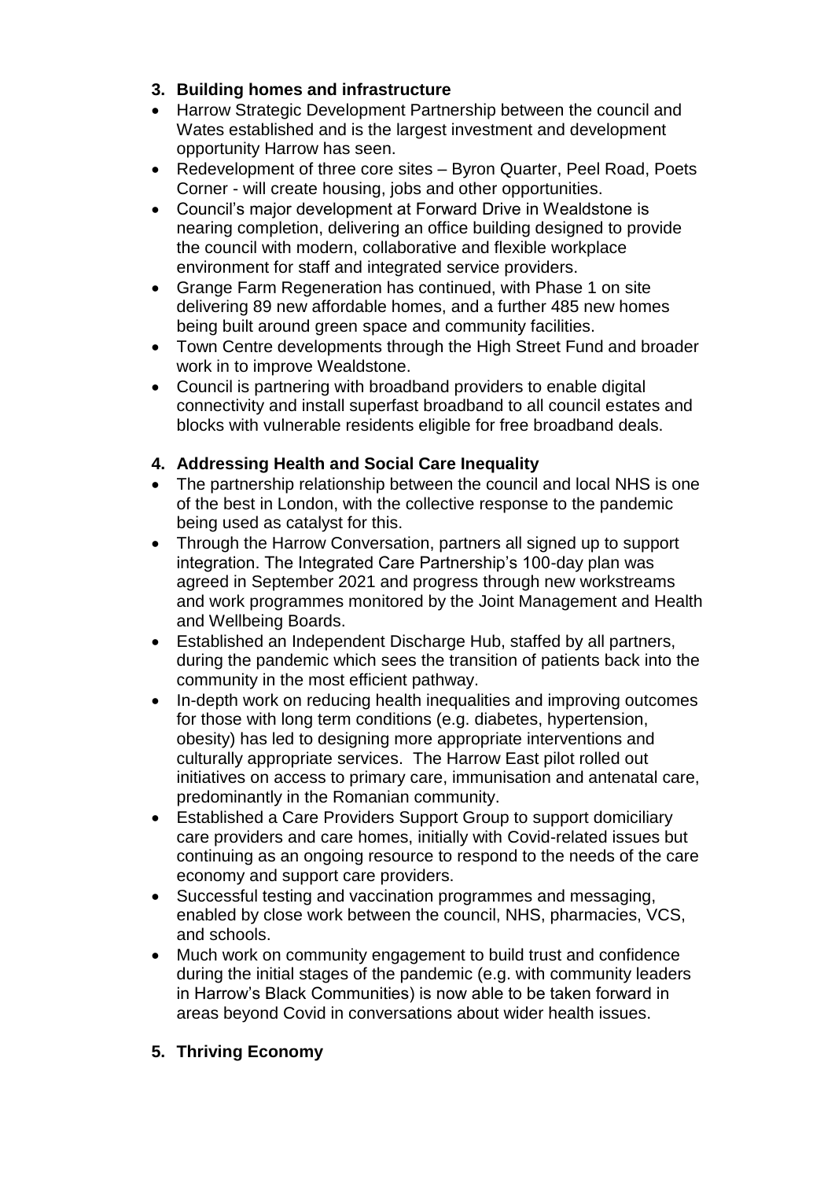### 3. Building homes and infrastructure

- Harrow Strategic Development Partnership between the council and Wates established and is the largest investment and development opportunity Harrow has seen.
- Redevelopment of three core sites – Byron Quarter, Peel Road, Poets Corner - will create housing, jobs and other opportunities.
- Council's major development at Forward Drive in Wealdstone is nearing completion, delivering an office building designed to provide the council with modern, collaborative and flexible workplace environment for staff and integrated service providers.
- Grange Farm Regeneration has continued, with Phase 1 on site delivering 89 new affordable homes, and a further 485 new homes being built around green space and community facilities.
- Town Centre developments through the High Street Fund and broader work in to improve Wealdstone.
- Council is partnering with broadband providers to enable digital connectivity and install superfast broadband to all council estates and blocks with vulnerable residents eligible for free broadband deals.

### 4. Addressing Health and Social Care Inequality

- The partnership relationship between the council and local NHS is one of the best in London, with the collective response to the pandemic being used as catalyst for this.
- Through the Harrow Conversation, partners all signed up to support integration. The Integrated Care Partnership's 100-day plan was agreed in September 2021 and progress through new workstreams and work programmes monitored by the Joint Management and Health and Wellbeing Boards.
- Established an Independent Discharge Hub, staffed by all partners, during the pandemic which sees the transition of patients back into the community in the most efficient pathway.
- In-depth work on reducing health inequalities and improving outcomes for those with long term conditions (e.g. diabetes, hypertension, obesity) has led to designing more appropriate interventions and culturally appropriate services. The Harrow East pilot rolled out initiatives on access to primary care, immunisation and antenatal care, predominantly in the Romanian community.
- Established a Care Providers Support Group to support domiciliary care providers and care homes, initially with Covid-related issues but continuing as an ongoing resource to respond to the needs of the care economy and support care providers.
- Successful testing and vaccination programmes and messaging, enabled by close work between the council, NHS, pharmacies, VCS, and schools.
- Much work on community engagement to build trust and confidence during the initial stages of the pandemic (e.g. with community leaders in Harrow's Black Communities) is now able to be taken forward in areas beyond Covid in conversations about wider health issues.

### 5. Thriving Economy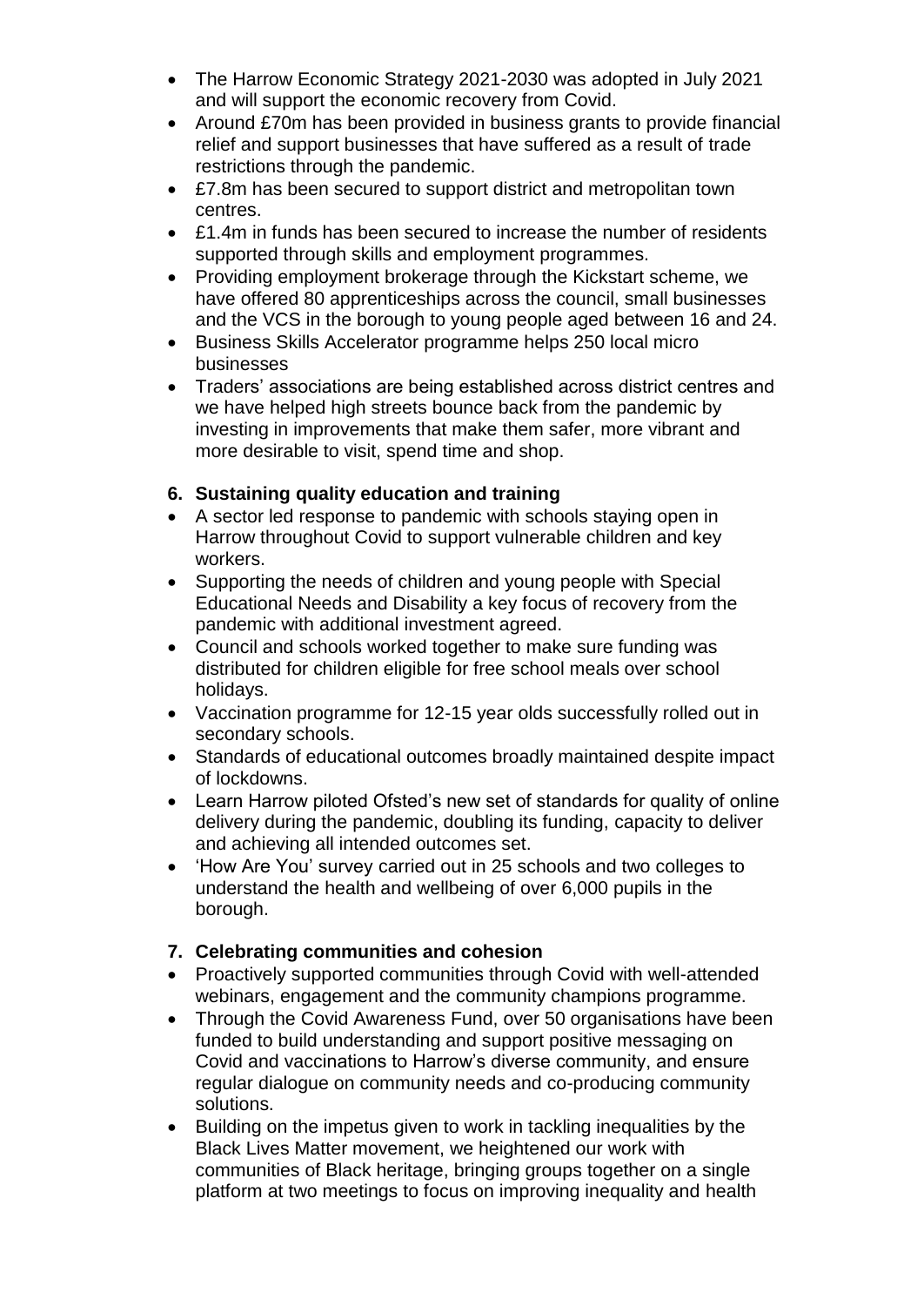- The Harrow Economic Strategy 2021-2030 was adopted in July 2021 and will support the economic recovery from Covid.
- Around £70m has been provided in business grants to provide financial relief and support businesses that have suffered as a result of trade restrictions through the pandemic.
- £7.8m has been secured to support district and metropolitan town centres.
- £1.4m in funds has been secured to increase the number of residents supported through skills and employment programmes.
- Providing employment brokerage through the Kickstart scheme, we have offered 80 apprenticeships across the council, small businesses and the VCS in the borough to young people aged between 16 and 24.
- Business Skills Accelerator programme helps 250 local micro businesses
- Traders' associations are being established across district centres and we have helped high streets bounce back from the pandemic by investing in improvements that make them safer, more vibrant and more desirable to visit, spend time and shop.

### 6. Sustaining quality education and training

- A sector led response to pandemic with schools staying open in Harrow throughout Covid to support vulnerable children and key workers.
- Supporting the needs of children and young people with Special Educational Needs and Disability a key focus of recovery from the pandemic with additional investment agreed.
- Council and schools worked together to make sure funding was distributed for children eligible for free school meals over school holidays.
- Vaccination programme for 12-15 year olds successfully rolled out in secondary schools.
- Standards of educational outcomes broadly maintained despite impact of lockdowns.
- Learn Harrow piloted Ofsted's new set of standards for quality of online delivery during the pandemic, doubling its funding, capacity to deliver and achieving all intended outcomes set.
- 'How Are You' survey carried out in 25 schools and two colleges to understand the health and wellbeing of over 6,000 pupils in the borough.

### 7. Celebrating communities and cohesion

- Proactively supported communities through Covid with well-attended webinars, engagement and the community champions programme.
- Through the Covid Awareness Fund, over 50 organisations have been funded to build understanding and support positive messaging on Covid and vaccinations to Harrow's diverse community, and ensure regular dialogue on community needs and co-producing community solutions.
- Building on the impetus given to work in tackling inequalities by the Black Lives Matter movement, we heightened our work with communities of Black heritage, bringing groups together on a single platform at two meetings to focus on improving inequality and health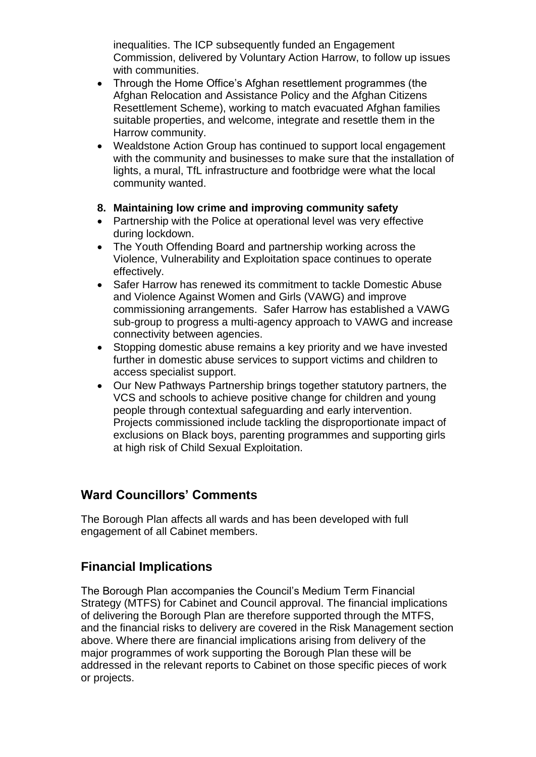inequalities. The ICP subsequently funded an Engagement Commission, delivered by Voluntary Action Harrow, to follow up issues with communities.

- Through the Home Office's Afghan resettlement programmes (the Afghan Relocation and Assistance Policy and the Afghan Citizens Resettlement Scheme), working to match evacuated Afghan families suitable properties, and welcome, integrate and resettle them in the Harrow community.
- Wealdstone Action Group has continued to support local engagement with the community and businesses to make sure that the installation of lights, a mural, TfL infrastructure and footbridge were what the local community wanted.

**8. Maintaining low crime and improving community safety**

- Partnership with the Police at operational level was very effective during lockdown.
- The Youth Offending Board and partnership working across the Violence, Vulnerability and Exploitation space continues to operate effectively.
- Safer Harrow has renewed its commitment to tackle Domestic Abuse and Violence Against Women and Girls (VAWG) and improve commissioning arrangements. Safer Harrow has established a VAWG sub-group to progress a multi-agency approach to VAWG and increase connectivity between agencies.
- Stopping domestic abuse remains a key priority and we have invested further in domestic abuse services to support victims and children to access specialist support.
- Our New Pathways Partnership brings together statutory partners, the VCS and schools to achieve positive change for children and young people through contextual safeguarding and early intervention. Projects commissioned include tackling the disproportionate impact of exclusions on Black boys, parenting programmes and supporting girls at high risk of Child Sexual Exploitation.

## Ward Councillors' Comments

The Borough Plan affects all wards and has been developed with full engagement of all Cabinet members.

## Financial Implications

The Borough Plan accompanies the Council's Medium Term Financial Strategy (MTFS) for Cabinet and Council approval. The financial implications of delivering the Borough Plan are therefore supported through the MTFS, and the financial risks to delivery are covered in the Risk Management section above. Where there are financial implications arising from delivery of the major programmes of work supporting the Borough Plan these will be addressed in the relevant reports to Cabinet on those specific pieces of work or projects.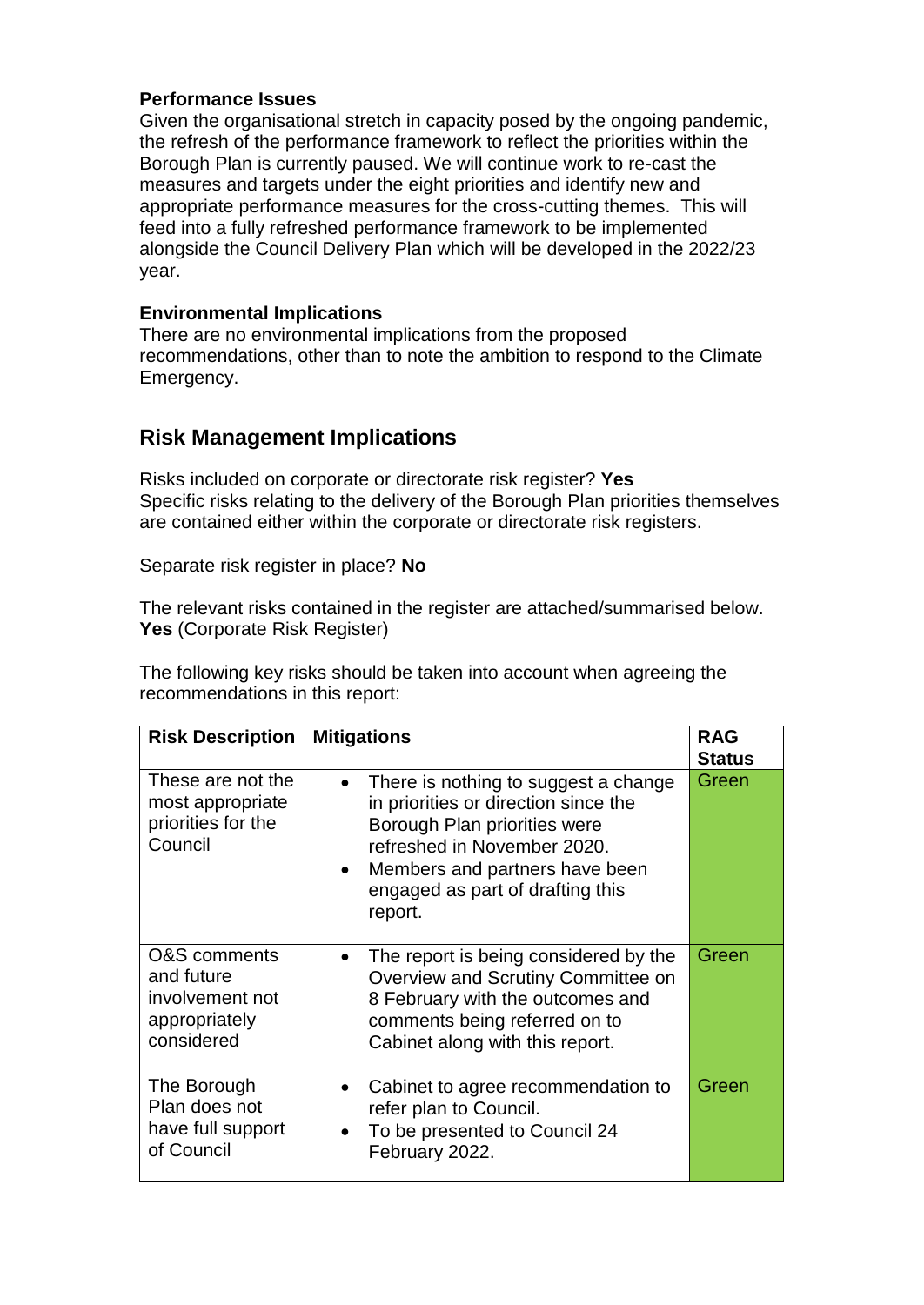**Performance Issues**
Given the organisational stretch in capacity posed by the ongoing pandemic, the refresh of the performance framework to reflect the priorities within the Borough Plan is currently paused. We will continue work to re-cast the measures and targets under the eight priorities and identify new and appropriate performance measures for the cross-cutting themes. This will feed into a fully refreshed performance framework to be implemented alongside the Council Delivery Plan which will be developed in the 2022/23 year.

**Environmental Implications**
There are no environmental implications from the proposed recommendations, other than to note the ambition to respond to the Climate Emergency.

## Risk Management Implications

Risks included on corporate or directorate risk register? **Yes**
Specific risks relating to the delivery of the Borough Plan priorities themselves are contained either within the corporate or directorate risk registers.

Separate risk register in place? **No**

The relevant risks contained in the register are attached/summarised below. **Yes** (Corporate Risk Register)

The following key risks should be taken into account when agreeing the recommendations in this report:

| Risk Description | Mitigations | RAG Status |
|---|---|---|
| These are not the most appropriate priorities for the Council | • There is nothing to suggest a change in priorities or direction since the Borough Plan priorities were refreshed in November 2020.<br>• Members and partners have been engaged as part of drafting this report. | Green |
| O&S comments and future involvement not appropriately considered | • The report is being considered by the Overview and Scrutiny Committee on 8 February with the outcomes and comments being referred on to Cabinet along with this report. | Green |
| The Borough Plan does not have full support of Council | • Cabinet to agree recommendation to refer plan to Council.<br>• To be presented to Council 24 February 2022. | Green |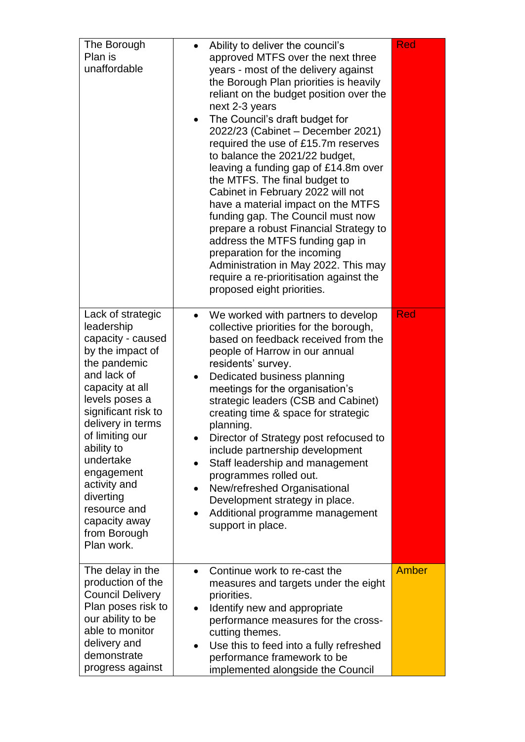| | | |
|---|---|---|
| The Borough Plan is unaffordable | • Ability to deliver the council's approved MTFS over the next three years - most of the delivery against the Borough Plan priorities is heavily reliant on the budget position over the next 2-3 years<br>• The Council's draft budget for 2022/23 (Cabinet – December 2021) required the use of £15.7m reserves to balance the 2021/22 budget, leaving a funding gap of £14.8m over the MTFS. The final budget to Cabinet in February 2022 will not have a material impact on the MTFS funding gap. The Council must now prepare a robust Financial Strategy to address the MTFS funding gap in preparation for the incoming Administration in May 2022. This may require a re-prioritisation against the proposed eight priorities. | Red |
| Lack of strategic leadership capacity - caused by the impact of the pandemic and lack of capacity at all levels poses a significant risk to delivery in terms of limiting our ability to undertake engagement activity and diverting resource and capacity away from Borough Plan work. | • We worked with partners to develop collective priorities for the borough, based on feedback received from the people of Harrow in our annual residents' survey.<br>• Dedicated business planning meetings for the organisation's strategic leaders (CSB and Cabinet) creating time & space for strategic planning.<br>• Director of Strategy post refocused to include partnership development<br>• Staff leadership and management programmes rolled out.<br>• New/refreshed Organisational Development strategy in place.<br>• Additional programme management support in place. | Red |
| The delay in the production of the Council Delivery Plan poses risk to our ability to be able to monitor delivery and demonstrate progress against | • Continue work to re-cast the measures and targets under the eight priorities.<br>• Identify new and appropriate performance measures for the cross-cutting themes.<br>• Use this to feed into a fully refreshed performance framework to be implemented alongside the Council | Amber |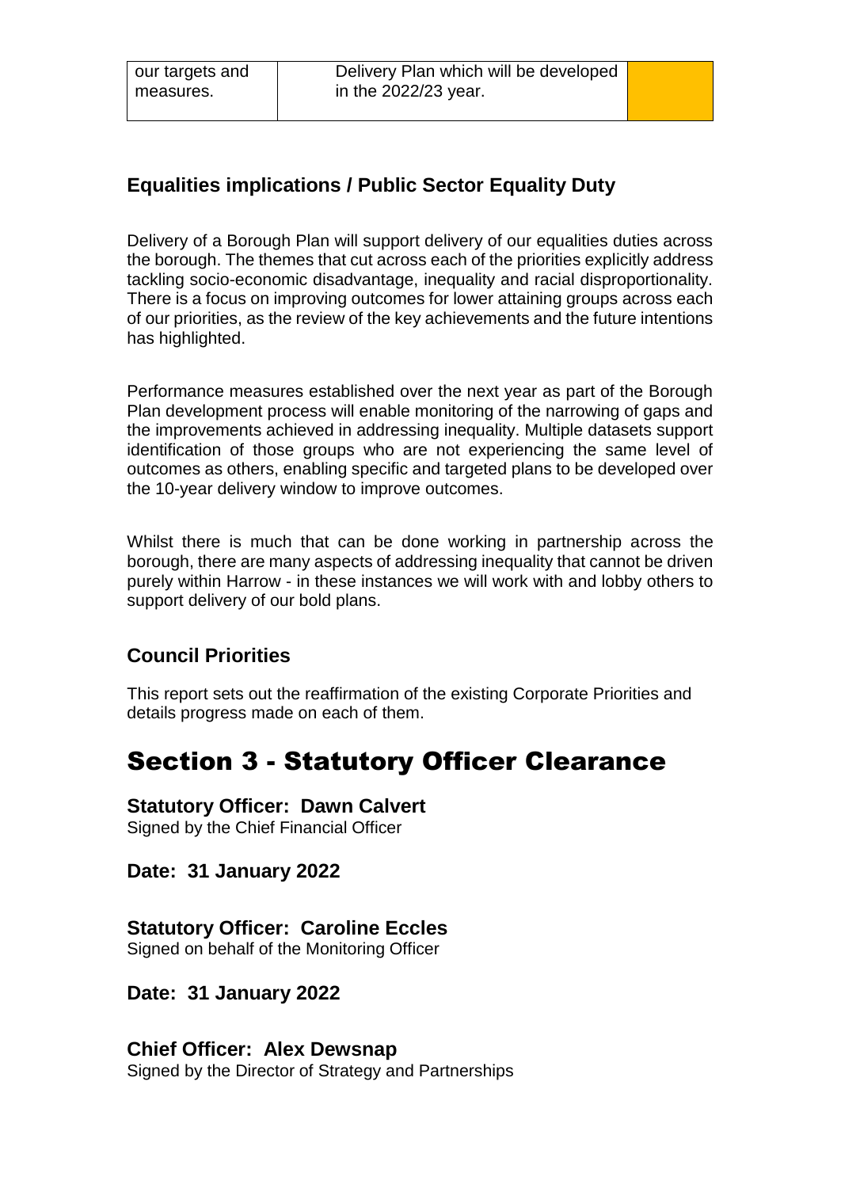| our targets and measures. | Delivery Plan which will be developed in the 2022/23 year. | |
|---|---|---|

### Equalities implications / Public Sector Equality Duty

Delivery of a Borough Plan will support delivery of our equalities duties across the borough. The themes that cut across each of the priorities explicitly address tackling socio-economic disadvantage, inequality and racial disproportionality. There is a focus on improving outcomes for lower attaining groups across each of our priorities, as the review of the key achievements and the future intentions has highlighted.

Performance measures established over the next year as part of the Borough Plan development process will enable monitoring of the narrowing of gaps and the improvements achieved in addressing inequality. Multiple datasets support identification of those groups who are not experiencing the same level of outcomes as others, enabling specific and targeted plans to be developed over the 10-year delivery window to improve outcomes.

Whilst there is much that can be done working in partnership across the borough, there are many aspects of addressing inequality that cannot be driven purely within Harrow - in these instances we will work with and lobby others to support delivery of our bold plans.

### Council Priorities

This report sets out the reaffirmation of the existing Corporate Priorities and details progress made on each of them.

# Section 3 - Statutory Officer Clearance

**Statutory Officer: Dawn Calvert**
Signed by the Chief Financial Officer

**Date: 31 January 2022**

**Statutory Officer: Caroline Eccles**
Signed on behalf of the Monitoring Officer

**Date: 31 January 2022**

**Chief Officer: Alex Dewsnap**
Signed by the Director of Strategy and Partnerships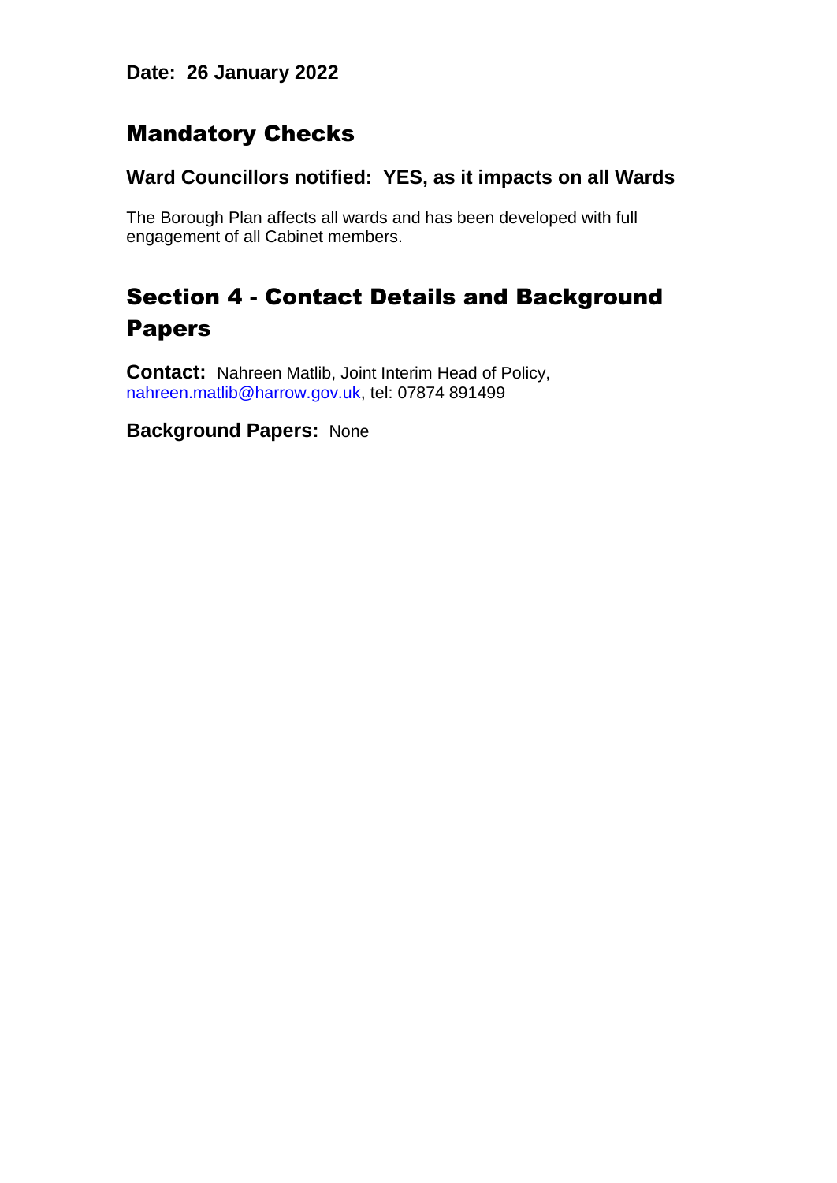**Date: 26 January 2022**

## Mandatory Checks

### Ward Councillors notified: YES, as it impacts on all Wards

The Borough Plan affects all wards and has been developed with full engagement of all Cabinet members.

## Section 4 - Contact Details and Background Papers

**Contact:** Nahreen Matlib, Joint Interim Head of Policy, nahreen.matlib@harrow.gov.uk, tel: 07874 891499

**Background Papers:** None